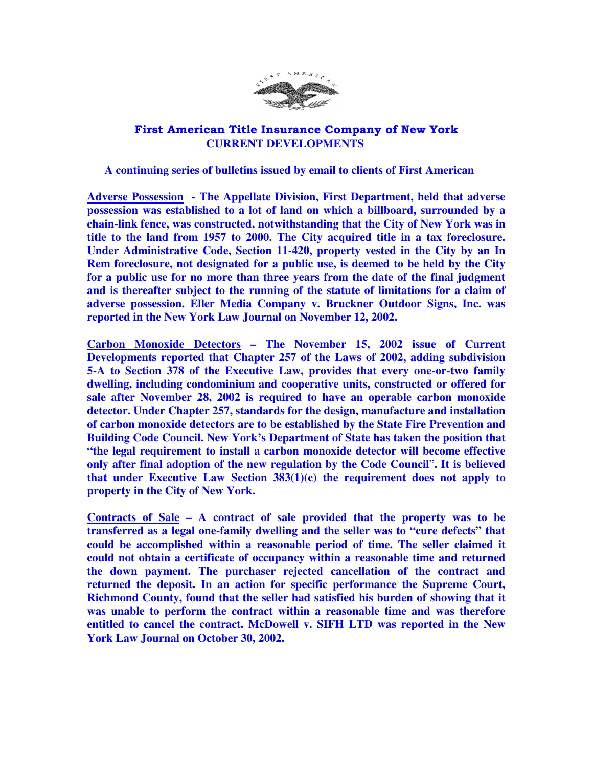# First American Title Insurance Company of New York
## CURRENT DEVELOPMENTS

**A continuing series of bulletins issued by email to clients of First American**

**Adverse Possession - The Appellate Division, First Department, held that adverse possession was established to a lot of land on which a billboard, surrounded by a chain-link fence, was constructed, notwithstanding that the City of New York was in title to the land from 1957 to 2000. The City acquired title in a tax foreclosure. Under Administrative Code, Section 11-420, property vested in the City by an In Rem foreclosure, not designated for a public use, is deemed to be held by the City for a public use for no more than three years from the date of the final judgment and is thereafter subject to the running of the statute of limitations for a claim of adverse possession. Eller Media Company v. Bruckner Outdoor Signs, Inc. was reported in the New York Law Journal on November 12, 2002.**

**Carbon Monoxide Detectors – The November 15, 2002 issue of Current Developments reported that Chapter 257 of the Laws of 2002, adding subdivision 5-A to Section 378 of the Executive Law, provides that every one-or-two family dwelling, including condominium and cooperative units, constructed or offered for sale after November 28, 2002 is required to have an operable carbon monoxide detector. Under Chapter 257, standards for the design, manufacture and installation of carbon monoxide detectors are to be established by the State Fire Prevention and Building Code Council. New York's Department of State has taken the position that "the legal requirement to install a carbon monoxide detector will become effective only after final adoption of the new regulation by the Code Council". It is believed that under Executive Law Section 383(1)(c) the requirement does not apply to property in the City of New York.**

**Contracts of Sale – A contract of sale provided that the property was to be transferred as a legal one-family dwelling and the seller was to "cure defects" that could be accomplished within a reasonable period of time. The seller claimed it could not obtain a certificate of occupancy within a reasonable time and returned the down payment. The purchaser rejected cancellation of the contract and returned the deposit. In an action for specific performance the Supreme Court, Richmond County, found that the seller had satisfied his burden of showing that it was unable to perform the contract within a reasonable time and was therefore entitled to cancel the contract. McDowell v. SIFH LTD was reported in the New York Law Journal on October 30, 2002.**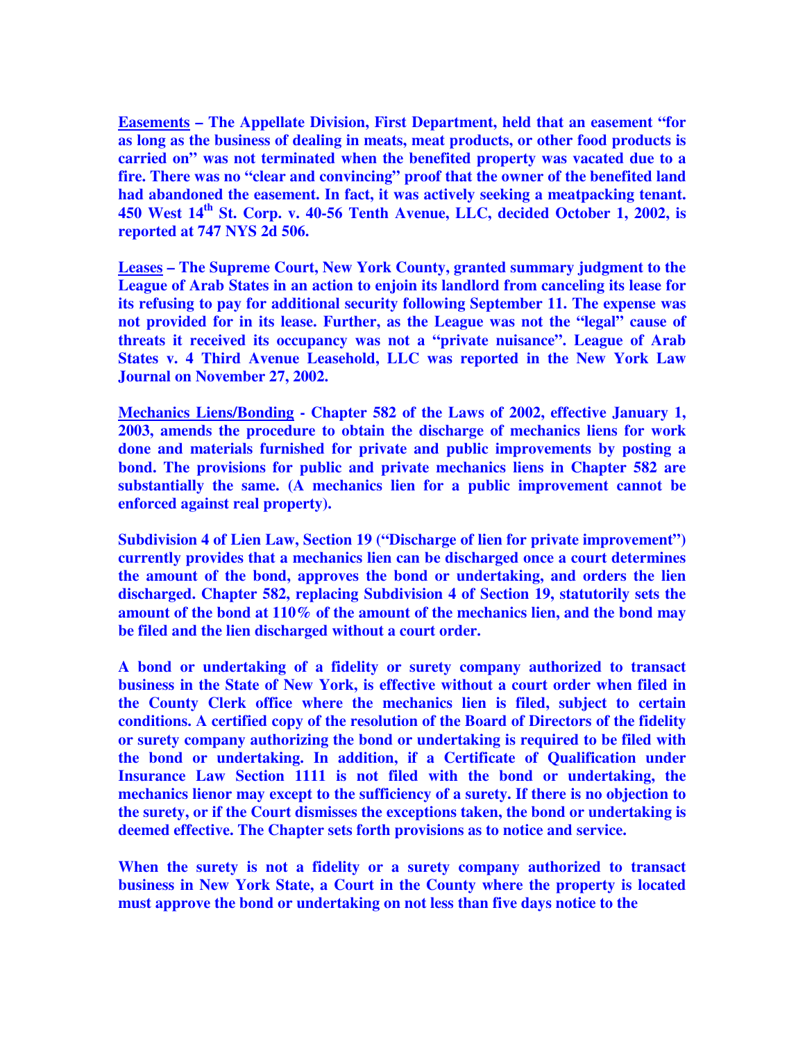**<u>Easements</u> – The Appellate Division, First Department, held that an easement "for as long as the business of dealing in meats, meat products, or other food products is carried on" was not terminated when the benefited property was vacated due to a fire. There was no "clear and convincing" proof that the owner of the benefited land had abandoned the easement. In fact, it was actively seeking a meatpacking tenant. 450 West 14th St. Corp. v. 40-56 Tenth Avenue, LLC, decided October 1, 2002, is reported at 747 NYS 2d 506.**

**<u>Leases</u> – The Supreme Court, New York County, granted summary judgment to the League of Arab States in an action to enjoin its landlord from canceling its lease for its refusing to pay for additional security following September 11. The expense was not provided for in its lease. Further, as the League was not the "legal" cause of threats it received its occupancy was not a "private nuisance". League of Arab States v. 4 Third Avenue Leasehold, LLC was reported in the New York Law Journal on November 27, 2002.**

**<u>Mechanics Liens/Bonding</u> - Chapter 582 of the Laws of 2002, effective January 1, 2003, amends the procedure to obtain the discharge of mechanics liens for work done and materials furnished for private and public improvements by posting a bond. The provisions for public and private mechanics liens in Chapter 582 are substantially the same. (A mechanics lien for a public improvement cannot be enforced against real property).**

**Subdivision 4 of Lien Law, Section 19 ("Discharge of lien for private improvement") currently provides that a mechanics lien can be discharged once a court determines the amount of the bond, approves the bond or undertaking, and orders the lien discharged. Chapter 582, replacing Subdivision 4 of Section 19, statutorily sets the amount of the bond at 110% of the amount of the mechanics lien, and the bond may be filed and the lien discharged without a court order.**

**A bond or undertaking of a fidelity or surety company authorized to transact business in the State of New York, is effective without a court order when filed in the County Clerk office where the mechanics lien is filed, subject to certain conditions. A certified copy of the resolution of the Board of Directors of the fidelity or surety company authorizing the bond or undertaking is required to be filed with the bond or undertaking. In addition, if a Certificate of Qualification under Insurance Law Section 1111 is not filed with the bond or undertaking, the mechanics lienor may except to the sufficiency of a surety. If there is no objection to the surety, or if the Court dismisses the exceptions taken, the bond or undertaking is deemed effective. The Chapter sets forth provisions as to notice and service.**

**When the surety is not a fidelity or a surety company authorized to transact business in New York State, a Court in the County where the property is located must approve the bond or undertaking on not less than five days notice to the**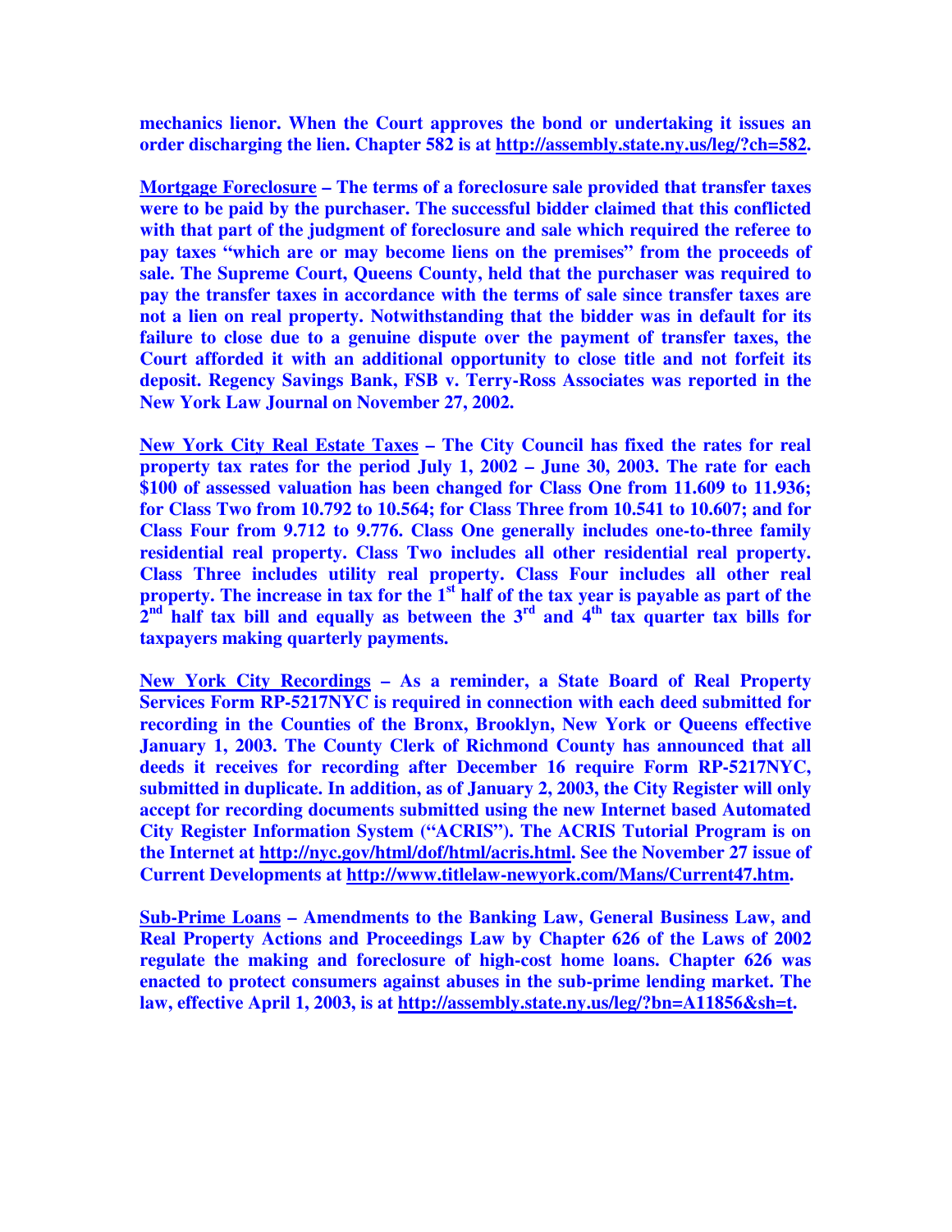**mechanics lienor. When the Court approves the bond or undertaking it issues an order discharging the lien. Chapter 582 is at http://assembly.state.ny.us/leg/?ch=582.**

**Mortgage Foreclosure – The terms of a foreclosure sale provided that transfer taxes were to be paid by the purchaser. The successful bidder claimed that this conflicted with that part of the judgment of foreclosure and sale which required the referee to pay taxes "which are or may become liens on the premises" from the proceeds of sale. The Supreme Court, Queens County, held that the purchaser was required to pay the transfer taxes in accordance with the terms of sale since transfer taxes are not a lien on real property. Notwithstanding that the bidder was in default for its failure to close due to a genuine dispute over the payment of transfer taxes, the Court afforded it with an additional opportunity to close title and not forfeit its deposit. Regency Savings Bank, FSB v. Terry-Ross Associates was reported in the New York Law Journal on November 27, 2002.**

**New York City Real Estate Taxes – The City Council has fixed the rates for real property tax rates for the period July 1, 2002 – June 30, 2003. The rate for each \$100 of assessed valuation has been changed for Class One from 11.609 to 11.936; for Class Two from 10.792 to 10.564; for Class Three from 10.541 to 10.607; and for Class Four from 9.712 to 9.776. Class One generally includes one-to-three family residential real property. Class Two includes all other residential real property. Class Three includes utility real property. Class Four includes all other real property. The increase in tax for the 1st half of the tax year is payable as part of the 2nd half tax bill and equally as between the 3rd and 4th tax quarter tax bills for taxpayers making quarterly payments.**

**New York City Recordings – As a reminder, a State Board of Real Property Services Form RP-5217NYC is required in connection with each deed submitted for recording in the Counties of the Bronx, Brooklyn, New York or Queens effective January 1, 2003. The County Clerk of Richmond County has announced that all deeds it receives for recording after December 16 require Form RP-5217NYC, submitted in duplicate. In addition, as of January 2, 2003, the City Register will only accept for recording documents submitted using the new Internet based Automated City Register Information System ("ACRIS"). The ACRIS Tutorial Program is on the Internet at http://nyc.gov/html/dof/html/acris.html. See the November 27 issue of Current Developments at http://www.titlelaw-newyork.com/Mans/Current47.htm.**

**Sub-Prime Loans – Amendments to the Banking Law, General Business Law, and Real Property Actions and Proceedings Law by Chapter 626 of the Laws of 2002 regulate the making and foreclosure of high-cost home loans. Chapter 626 was enacted to protect consumers against abuses in the sub-prime lending market. The law, effective April 1, 2003, is at http://assembly.state.ny.us/leg/?bn=A11856&sh=t.**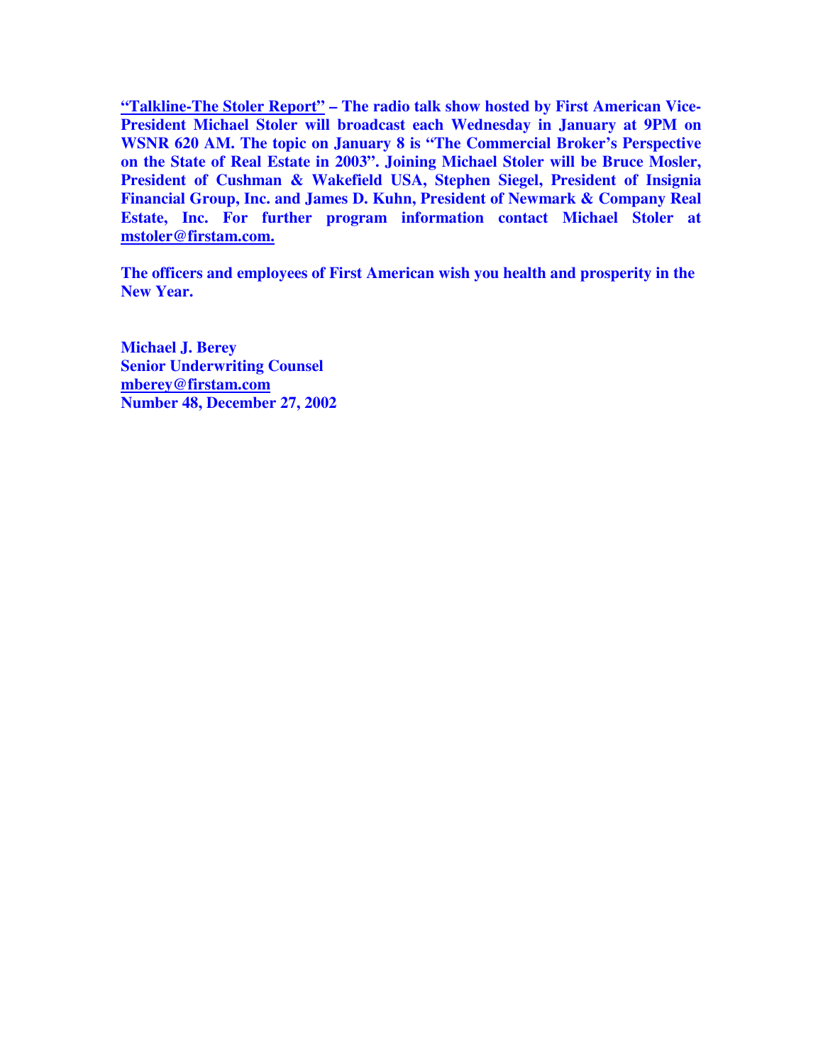**"Talkline-The Stoler Report" – The radio talk show hosted by First American Vice-President Michael Stoler will broadcast each Wednesday in January at 9PM on WSNR 620 AM. The topic on January 8 is "The Commercial Broker's Perspective on the State of Real Estate in 2003". Joining Michael Stoler will be Bruce Mosler, President of Cushman & Wakefield USA, Stephen Siegel, President of Insignia Financial Group, Inc. and James D. Kuhn, President of Newmark & Company Real Estate, Inc. For further program information contact Michael Stoler at mstoler@firstam.com.**

**The officers and employees of First American wish you health and prosperity in the New Year.**

**Michael J. Berey**
**Senior Underwriting Counsel**
**mberey@firstam.com**
**Number 48, December 27, 2002**